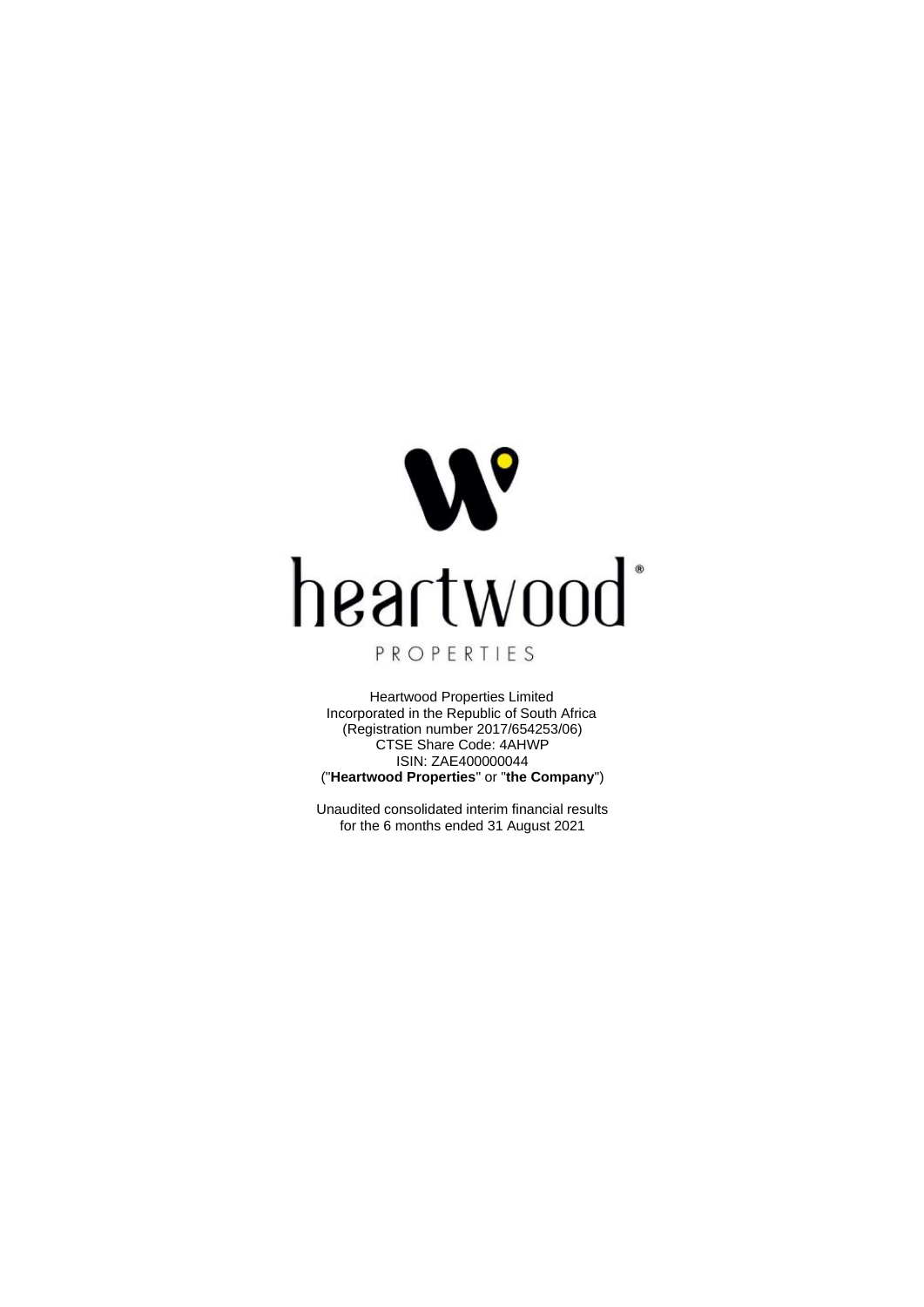heartwood®

PROPERTIES

Heartwood Properties Limited
Incorporated in the Republic of South Africa
(Registration number 2017/654253/06)
CTSE Share Code: 4AHWP
ISIN: ZAE400000044
("**Heartwood Properties**" or "**the Company**")

Unaudited consolidated interim financial results
for the 6 months ended 31 August 2021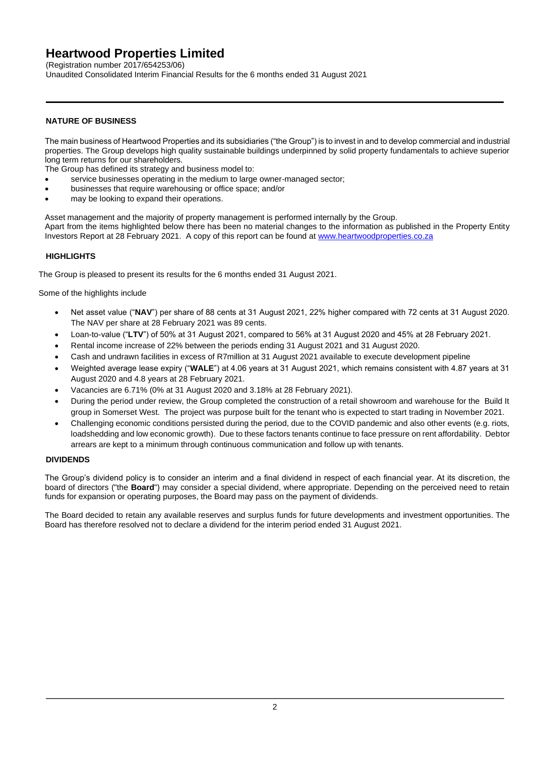# Heartwood Properties Limited

(Registration number 2017/654253/06)
Unaudited Consolidated Interim Financial Results for the 6 months ended 31 August 2021

---

### NATURE OF BUSINESS

The main business of Heartwood Properties and its subsidiaries ("the Group") is to invest in and to develop commercial and industrial properties. The Group develops high quality sustainable buildings underpinned by solid property fundamentals to achieve superior long term returns for our shareholders.
The Group has defined its strategy and business model to:

- service businesses operating in the medium to large owner-managed sector;
- businesses that require warehousing or office space; and/or
- may be looking to expand their operations.

Asset management and the majority of property management is performed internally by the Group.
Apart from the items highlighted below there has been no material changes to the information as published in the Property Entity Investors Report at 28 February 2021. A copy of this report can be found at [www.heartwoodproperties.co.za](www.heartwoodproperties.co.za)

### HIGHLIGHTS

The Group is pleased to present its results for the 6 months ended 31 August 2021.

Some of the highlights include

- Net asset value ("**NAV**") per share of 88 cents at 31 August 2021, 22% higher compared with 72 cents at 31 August 2020. The NAV per share at 28 February 2021 was 89 cents.
- Loan-to-value ("**LTV**") of 50% at 31 August 2021, compared to 56% at 31 August 2020 and 45% at 28 February 2021.
- Rental income increase of 22% between the periods ending 31 August 2021 and 31 August 2020.
- Cash and undrawn facilities in excess of R7million at 31 August 2021 available to execute development pipeline
- Weighted average lease expiry ("**WALE**") at 4.06 years at 31 August 2021, which remains consistent with 4.87 years at 31 August 2020 and 4.8 years at 28 February 2021.
- Vacancies are 6.71% (0% at 31 August 2020 and 3.18% at 28 February 2021).
- During the period under review, the Group completed the construction of a retail showroom and warehouse for the Build It group in Somerset West. The project was purpose built for the tenant who is expected to start trading in November 2021.
- Challenging economic conditions persisted during the period, due to the COVID pandemic and also other events (e.g. riots, loadshedding and low economic growth). Due to these factors tenants continue to face pressure on rent affordability. Debtor arrears are kept to a minimum through continuous communication and follow up with tenants.

### DIVIDENDS

The Group's dividend policy is to consider an interim and a final dividend in respect of each financial year. At its discretion, the board of directors ("the **Board**") may consider a special dividend, where appropriate. Depending on the perceived need to retain funds for expansion or operating purposes, the Board may pass on the payment of dividends.

The Board decided to retain any available reserves and surplus funds for future developments and investment opportunities. The Board has therefore resolved not to declare a dividend for the interim period ended 31 August 2021.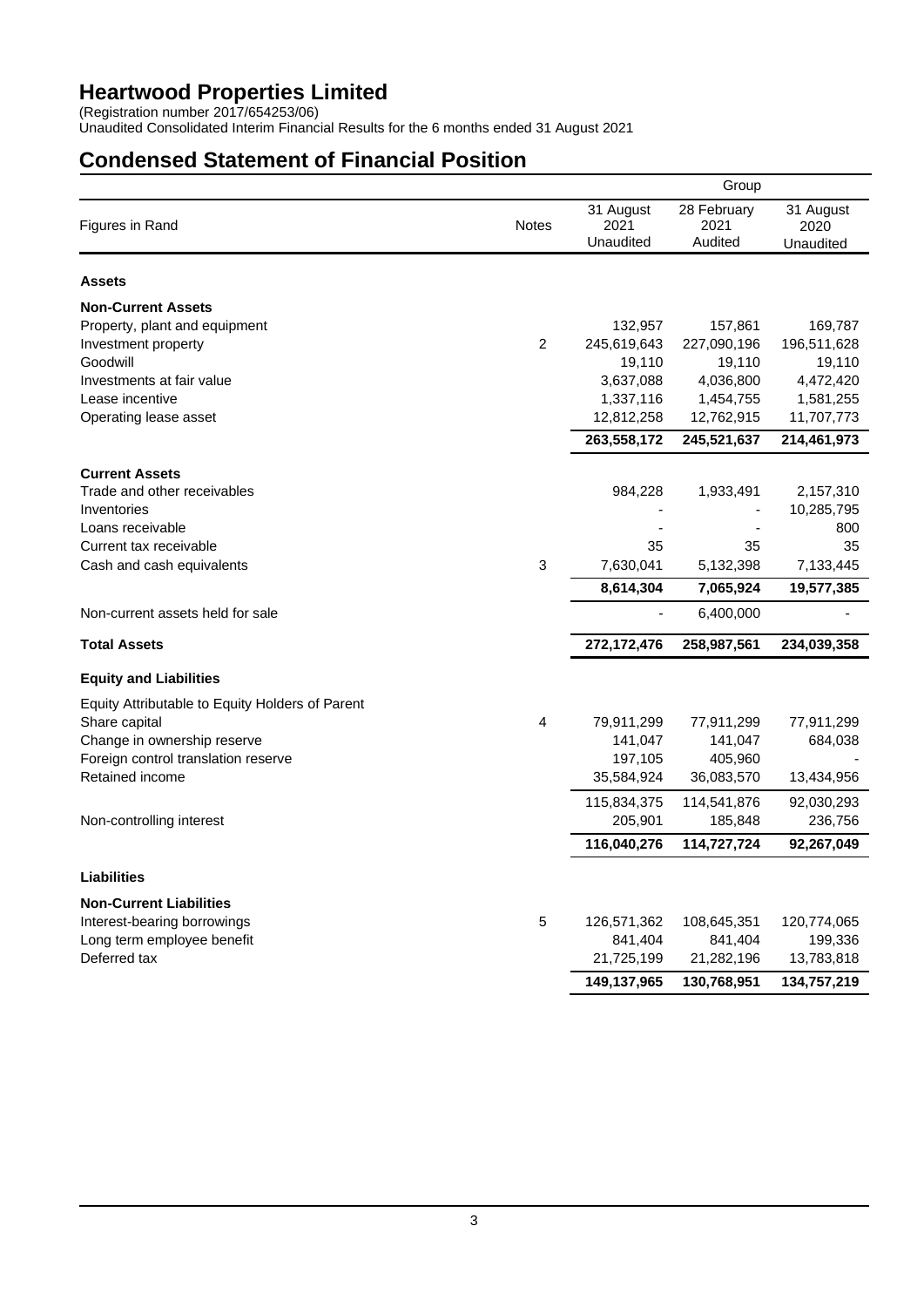# Heartwood Properties Limited

(Registration number 2017/654253/06)
Unaudited Consolidated Interim Financial Results for the 6 months ended 31 August 2021

## Condensed Statement of Financial Position

| | | Group | | |
|---|---|---|---|---|
| Figures in Rand | Notes | 31 August 2021 Unaudited | 28 February 2021 Audited | 31 August 2020 Unaudited |
| **Assets** | | | | |
| **Non-Current Assets** | | | | |
| Property, plant and equipment | | 132,957 | 157,861 | 169,787 |
| Investment property | 2 | 245,619,643 | 227,090,196 | 196,511,628 |
| Goodwill | | 19,110 | 19,110 | 19,110 |
| Investments at fair value | | 3,637,088 | 4,036,800 | 4,472,420 |
| Lease incentive | | 1,337,116 | 1,454,755 | 1,581,255 |
| Operating lease asset | | 12,812,258 | 12,762,915 | 11,707,773 |
| | | **263,558,172** | **245,521,637** | **214,461,973** |
| **Current Assets** | | | | |
| Trade and other receivables | | 984,228 | 1,933,491 | 2,157,310 |
| Inventories | | - | - | 10,285,795 |
| Loans receivable | | - | - | 800 |
| Current tax receivable | | 35 | 35 | 35 |
| Cash and cash equivalents | 3 | 7,630,041 | 5,132,398 | 7,133,445 |
| | | **8,614,304** | **7,065,924** | **19,577,385** |
| Non-current assets held for sale | | - | 6,400,000 | - |
| **Total Assets** | | **272,172,476** | **258,987,561** | **234,039,358** |
| **Equity and Liabilities** | | | | |
| Equity Attributable to Equity Holders of Parent | | | | |
| Share capital | 4 | 79,911,299 | 77,911,299 | 77,911,299 |
| Change in ownership reserve | | 141,047 | 141,047 | 684,038 |
| Foreign control translation reserve | | 197,105 | 405,960 | - |
| Retained income | | 35,584,924 | 36,083,570 | 13,434,956 |
| | | 115,834,375 | 114,541,876 | 92,030,293 |
| Non-controlling interest | | 205,901 | 185,848 | 236,756 |
| | | **116,040,276** | **114,727,724** | **92,267,049** |
| **Liabilities** | | | | |
| **Non-Current Liabilities** | | | | |
| Interest-bearing borrowings | 5 | 126,571,362 | 108,645,351 | 120,774,065 |
| Long term employee benefit | | 841,404 | 841,404 | 199,336 |
| Deferred tax | | 21,725,199 | 21,282,196 | 13,783,818 |
| | | **149,137,965** | **130,768,951** | **134,757,219** |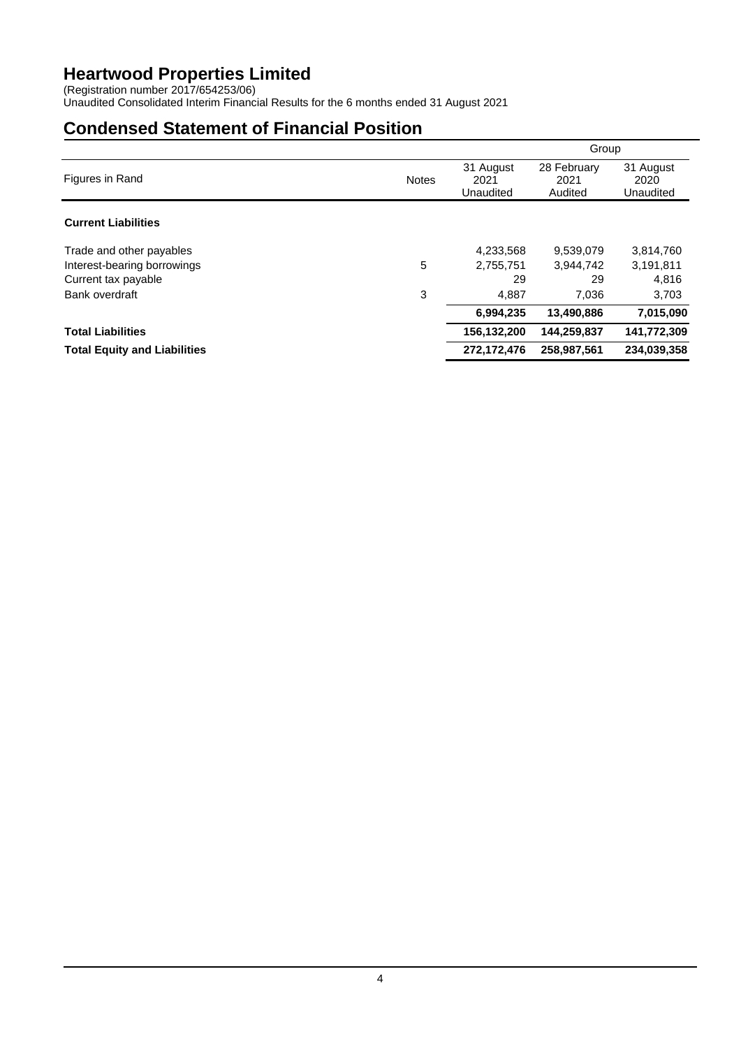# Heartwood Properties Limited

(Registration number 2017/654253/06)
Unaudited Consolidated Interim Financial Results for the 6 months ended 31 August 2021

## Condensed Statement of Financial Position

| | | Group | | |
|---|---|---|---|---|
| Figures in Rand | Notes | 31 August 2021 Unaudited | 28 February 2021 Audited | 31 August 2020 Unaudited |
| **Current Liabilities** | | | | |
| Trade and other payables | | 4,233,568 | 9,539,079 | 3,814,760 |
| Interest-bearing borrowings | 5 | 2,755,751 | 3,944,742 | 3,191,811 |
| Current tax payable | | 29 | 29 | 4,816 |
| Bank overdraft | 3 | 4,887 | 7,036 | 3,703 |
| | | **6,994,235** | **13,490,886** | **7,015,090** |
| **Total Liabilities** | | **156,132,200** | **144,259,837** | **141,772,309** |
| **Total Equity and Liabilities** | | **272,172,476** | **258,987,561** | **234,039,358** |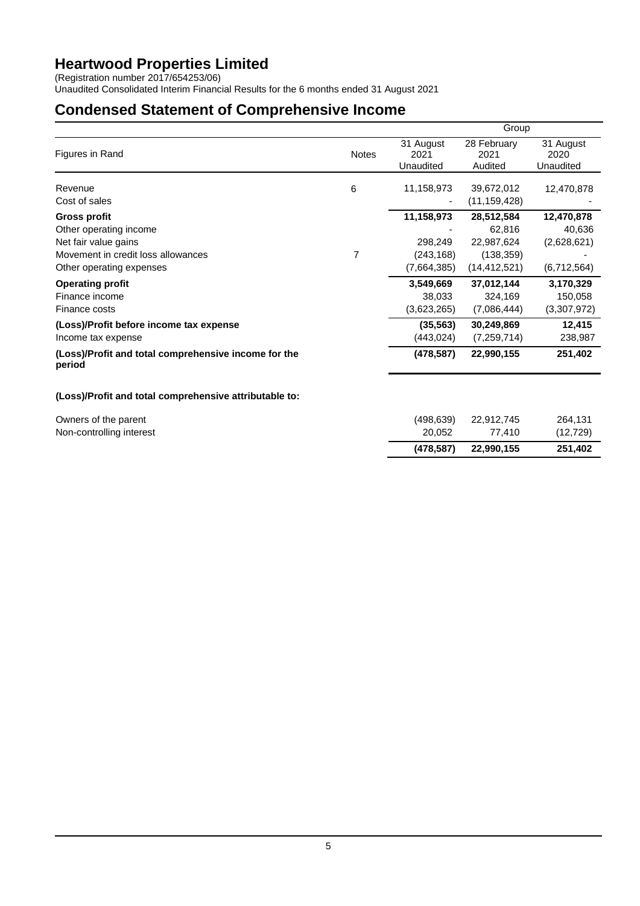# Heartwood Properties Limited

(Registration number 2017/654253/06)
Unaudited Consolidated Interim Financial Results for the 6 months ended 31 August 2021

## Condensed Statement of Comprehensive Income

| | | Group | | |
|---|---|---|---|---|
| Figures in Rand | Notes | 31 August 2021 Unaudited | 28 February 2021 Audited | 31 August 2020 Unaudited |
| Revenue | 6 | 11,158,973 | 39,672,012 | 12,470,878 |
| Cost of sales | | - | (11,159,428) | - |
| **Gross profit** | | **11,158,973** | **28,512,584** | **12,470,878** |
| Other operating income | | - | 62,816 | 40,636 |
| Net fair value gains | | 298,249 | 22,987,624 | (2,628,621) |
| Movement in credit loss allowances | 7 | (243,168) | (138,359) | - |
| Other operating expenses | | (7,664,385) | (14,412,521) | (6,712,564) |
| **Operating profit** | | **3,549,669** | **37,012,144** | **3,170,329** |
| Finance income | | 38,033 | 324,169 | 150,058 |
| Finance costs | | (3,623,265) | (7,086,444) | (3,307,972) |
| **(Loss)/Profit before income tax expense** | | **(35,563)** | **30,249,869** | **12,415** |
| Income tax expense | | (443,024) | (7,259,714) | 238,987 |
| **(Loss)/Profit and total comprehensive income for the period** | | **(478,587)** | **22,990,155** | **251,402** |
| | | | | |
| **(Loss)/Profit and total comprehensive attributable to:** | | | | |
| Owners of the parent | | (498,639) | 22,912,745 | 264,131 |
| Non-controlling interest | | 20,052 | 77,410 | (12,729) |
| | | **(478,587)** | **22,990,155** | **251,402** |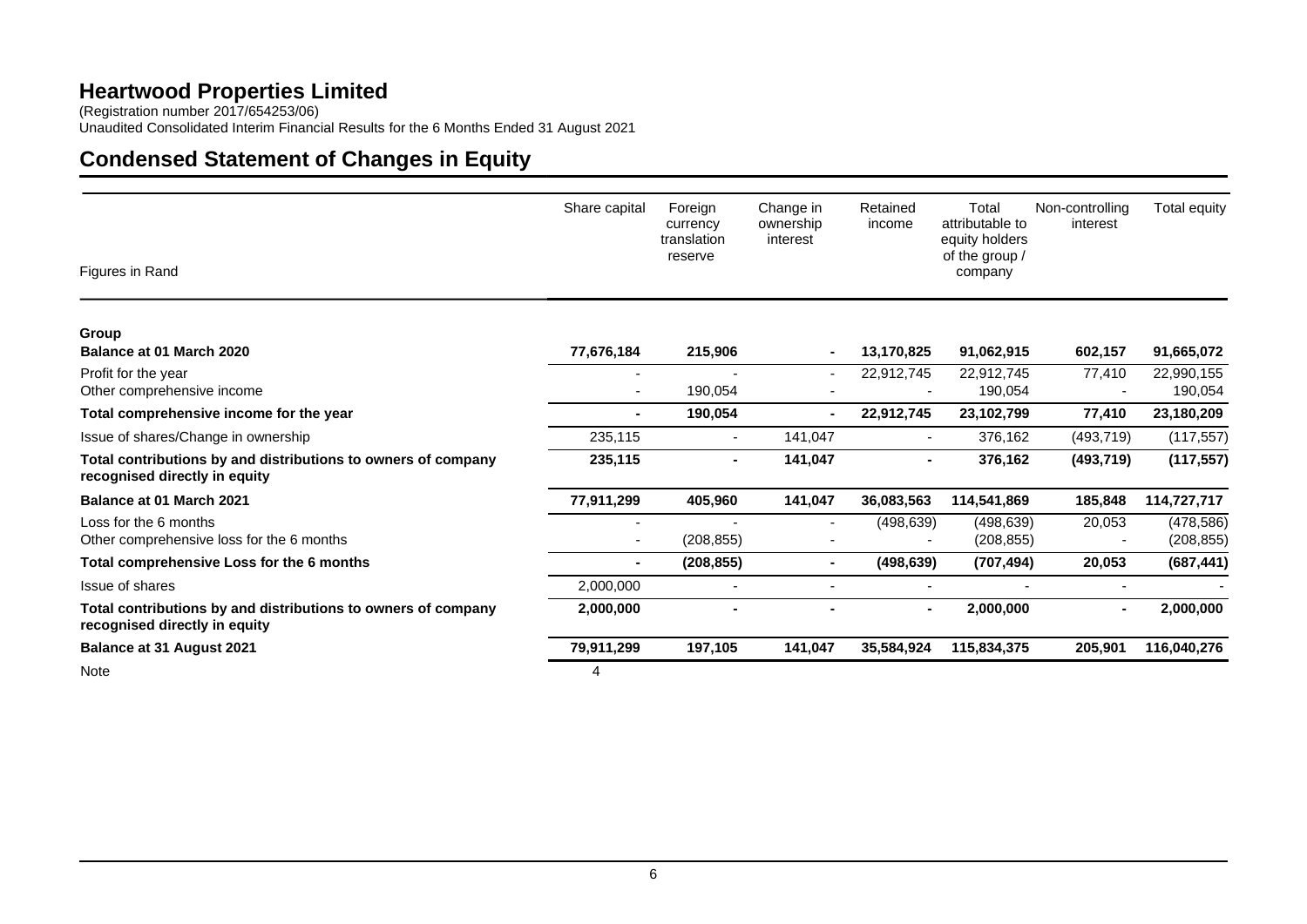# Heartwood Properties Limited

(Registration number 2017/654253/06)
Unaudited Consolidated Interim Financial Results for the 6 Months Ended 31 August 2021

## Condensed Statement of Changes in Equity

| Figures in Rand | Share capital | Foreign currency translation reserve | Change in ownership interest | Retained income | Total attributable to equity holders of the group / company | Non-controlling interest | Total equity |
|---|---|---|---|---|---|---|---|
| **Group** | | | | | | | |
| **Balance at 01 March 2020** | **77,676,184** | **215,906** | **-** | **13,170,825** | **91,062,915** | **602,157** | **91,665,072** |
| Profit for the year | - | - | - | 22,912,745 | 22,912,745 | 77,410 | 22,990,155 |
| Other comprehensive income | - | 190,054 | - | - | 190,054 | - | 190,054 |
| **Total comprehensive income for the year** | **-** | **190,054** | **-** | **22,912,745** | **23,102,799** | **77,410** | **23,180,209** |
| Issue of shares/Change in ownership | 235,115 | - | 141,047 | - | 376,162 | (493,719) | (117,557) |
| **Total contributions by and distributions to owners of company recognised directly in equity** | **235,115** | **-** | **141,047** | **-** | **376,162** | **(493,719)** | **(117,557)** |
| **Balance at 01 March 2021** | **77,911,299** | **405,960** | **141,047** | **36,083,563** | **114,541,869** | **185,848** | **114,727,717** |
| Loss for the 6 months | - | - | - | (498,639) | (498,639) | 20,053 | (478,586) |
| Other comprehensive loss for the 6 months | - | (208,855) | - | - | (208,855) | - | (208,855) |
| **Total comprehensive Loss for the 6 months** | **-** | **(208,855)** | **-** | **(498,639)** | **(707,494)** | **20,053** | **(687,441)** |
| Issue of shares | 2,000,000 | - | - | - | - | - | - |
| **Total contributions by and distributions to owners of company recognised directly in equity** | **2,000,000** | **-** | **-** | **-** | **2,000,000** | **-** | **2,000,000** |
| **Balance at 31 August 2021** | **79,911,299** | **197,105** | **141,047** | **35,584,924** | **115,834,375** | **205,901** | **116,040,276** |
| Note | 4 | | | | | | |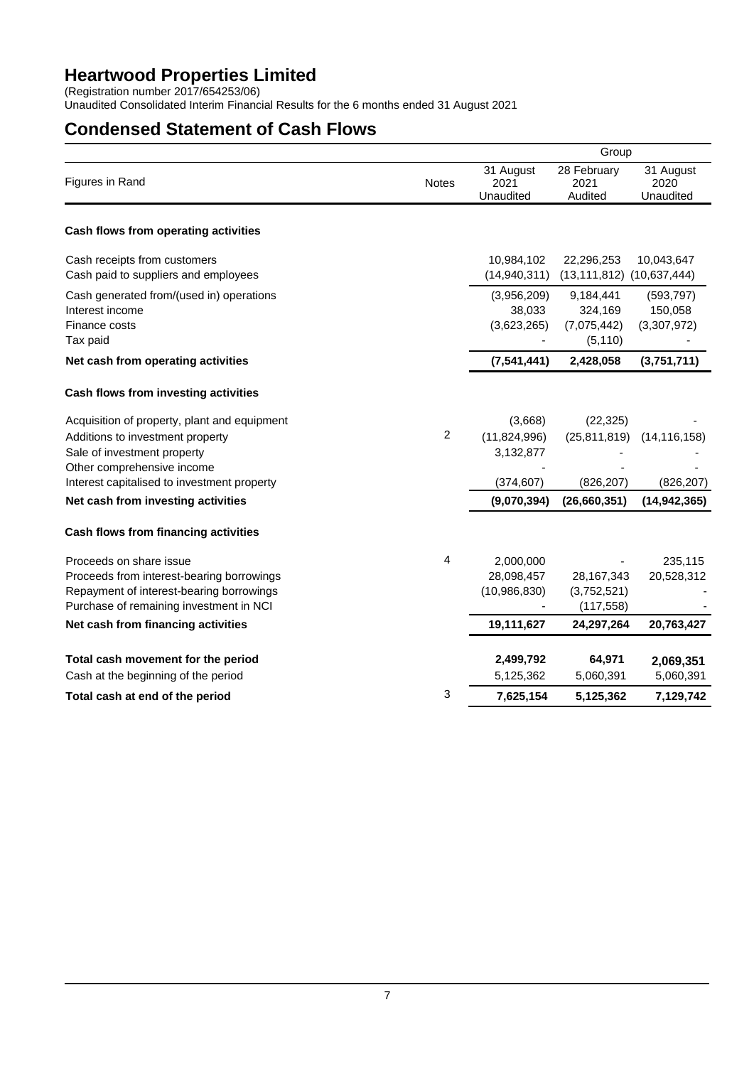# Heartwood Properties Limited

(Registration number 2017/654253/06)
Unaudited Consolidated Interim Financial Results for the 6 months ended 31 August 2021

## Condensed Statement of Cash Flows

| | | Group | | |
|---|---|---|---|---|
| Figures in Rand | Notes | 31 August 2021 Unaudited | 28 February 2021 Audited | 31 August 2020 Unaudited |
| **Cash flows from operating activities** | | | | |
| Cash receipts from customers | | 10,984,102 | 22,296,253 | 10,043,647 |
| Cash paid to suppliers and employees | | (14,940,311) | (13,111,812) | (10,637,444) |
| Cash generated from/(used in) operations | | (3,956,209) | 9,184,441 | (593,797) |
| Interest income | | 38,033 | 324,169 | 150,058 |
| Finance costs | | (3,623,265) | (7,075,442) | (3,307,972) |
| Tax paid | | - | (5,110) | - |
| **Net cash from operating activities** | | **(7,541,441)** | **2,428,058** | **(3,751,711)** |
| **Cash flows from investing activities** | | | | |
| Acquisition of property, plant and equipment | | (3,668) | (22,325) | - |
| Additions to investment property | 2 | (11,824,996) | (25,811,819) | (14,116,158) |
| Sale of investment property | | 3,132,877 | - | - |
| Other comprehensive income | | - | - | - |
| Interest capitalised to investment property | | (374,607) | (826,207) | (826,207) |
| **Net cash from investing activities** | | **(9,070,394)** | **(26,660,351)** | **(14,942,365)** |
| **Cash flows from financing activities** | | | | |
| Proceeds on share issue | 4 | 2,000,000 | - | 235,115 |
| Proceeds from interest-bearing borrowings | | 28,098,457 | 28,167,343 | 20,528,312 |
| Repayment of interest-bearing borrowings | | (10,986,830) | (3,752,521) | - |
| Purchase of remaining investment in NCI | | - | (117,558) | - |
| **Net cash from financing activities** | | **19,111,627** | **24,297,264** | **20,763,427** |
| **Total cash movement for the period** | | **2,499,792** | **64,971** | **2,069,351** |
| Cash at the beginning of the period | | 5,125,362 | 5,060,391 | 5,060,391 |
| **Total cash at end of the period** | 3 | **7,625,154** | **5,125,362** | **7,129,742** |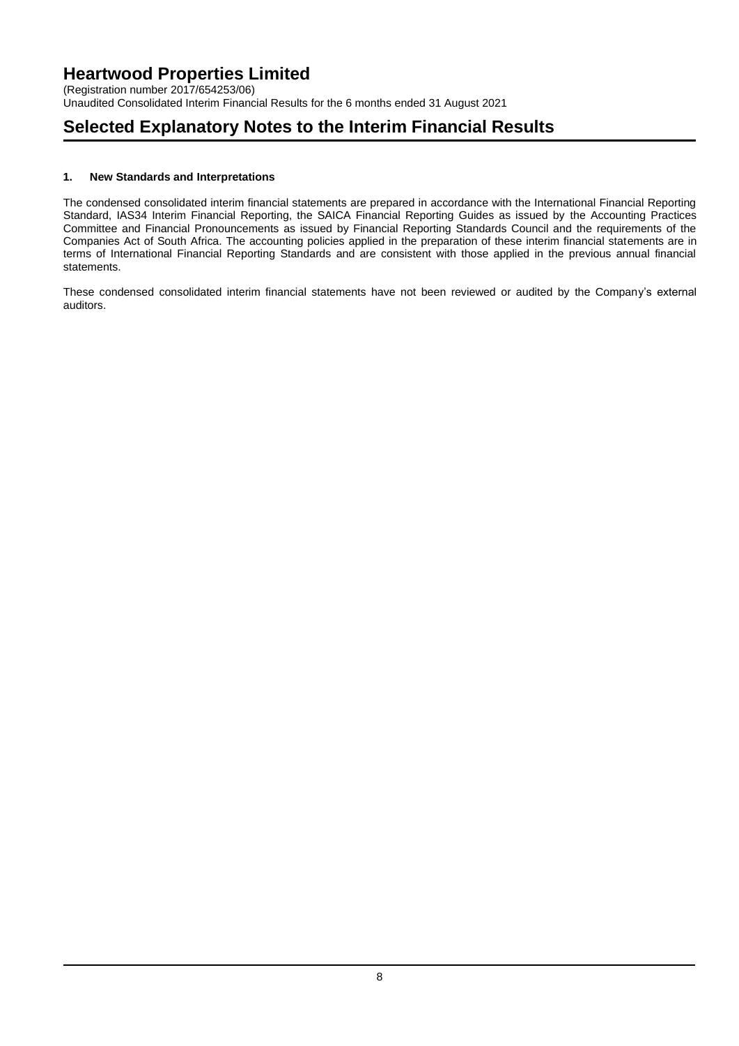# Selected Explanatory Notes to the Interim Financial Results

### 1. New Standards and Interpretations

The condensed consolidated interim financial statements are prepared in accordance with the International Financial Reporting Standard, IAS34 Interim Financial Reporting, the SAICA Financial Reporting Guides as issued by the Accounting Practices Committee and Financial Pronouncements as issued by Financial Reporting Standards Council and the requirements of the Companies Act of South Africa. The accounting policies applied in the preparation of these interim financial statements are in terms of International Financial Reporting Standards and are consistent with those applied in the previous annual financial statements.

These condensed consolidated interim financial statements have not been reviewed or audited by the Company's external auditors.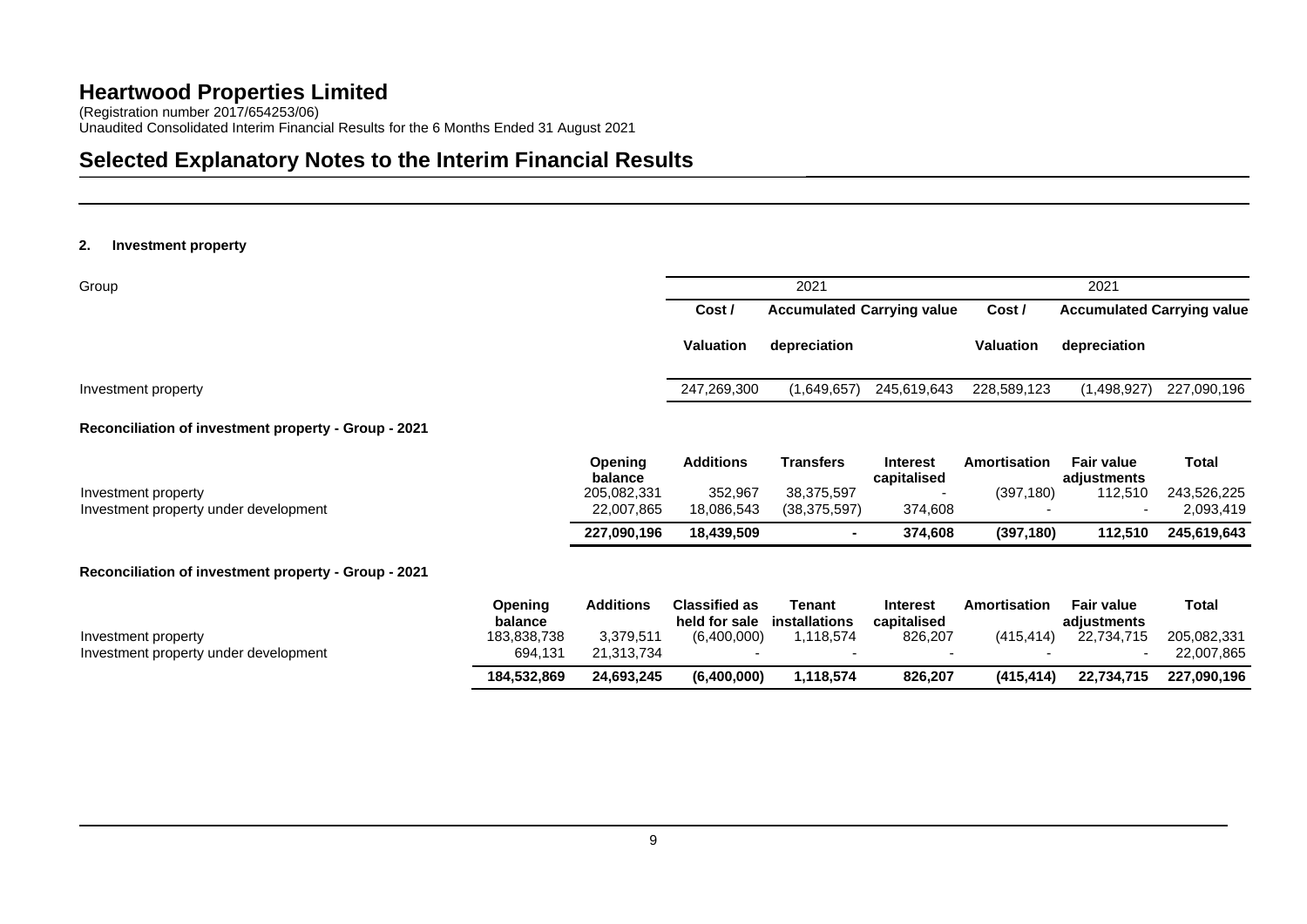# Heartwood Properties Limited

(Registration number 2017/654253/06)
Unaudited Consolidated Interim Financial Results for the 6 Months Ended 31 August 2021

## Selected Explanatory Notes to the Interim Financial Results

### 2. Investment property

| Group | 2021 | | | 2021 | | |
|---|---|---|---|---|---|---|
| | Cost / Valuation | Accumulated depreciation | Carrying value | Cost / Valuation | Accumulated depreciation | Carrying value |
| Investment property | 247,269,300 | (1,649,657) | 245,619,643 | 228,589,123 | (1,498,927) | 227,090,196 |

**Reconciliation of investment property - Group - 2021**

| | Opening balance | Additions | Transfers | Interest capitalised | Amortisation | Fair value adjustments | Total |
|---|---|---|---|---|---|---|---|
| Investment property | 205,082,331 | 352,967 | 38,375,597 | - | (397,180) | 112,510 | 243,526,225 |
| Investment property under development | 22,007,865 | 18,086,543 | (38,375,597) | 374,608 | - | - | 2,093,419 |
| | **227,090,196** | **18,439,509** | **-** | **374,608** | **(397,180)** | **112,510** | **245,619,643** |

**Reconciliation of investment property - Group - 2021**

| | Opening balance | Additions | Classified as held for sale | Tenant installations | Interest capitalised | Amortisation | Fair value adjustments | Total |
|---|---|---|---|---|---|---|---|---|
| Investment property | 183,838,738 | 3,379,511 | (6,400,000) | 1,118,574 | 826,207 | (415,414) | 22,734,715 | 205,082,331 |
| Investment property under development | 694,131 | 21,313,734 | - | - | - | - | - | 22,007,865 |
| | **184,532,869** | **24,693,245** | **(6,400,000)** | **1,118,574** | **826,207** | **(415,414)** | **22,734,715** | **227,090,196** |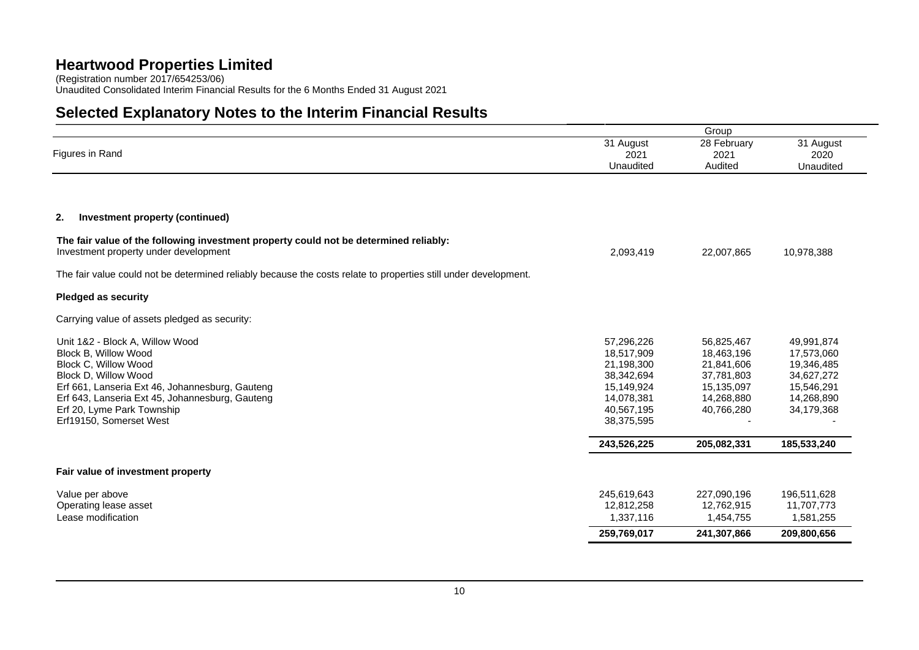# Heartwood Properties Limited

(Registration number 2017/654253/06)
Unaudited Consolidated Interim Financial Results for the 6 Months Ended 31 August 2021

## Selected Explanatory Notes to the Interim Financial Results

| Figures in Rand | Group | | |
|---|---|---|---|
| | 31 August 2021 Unaudited | 28 February 2021 Audited | 31 August 2020 Unaudited |
| **2. Investment property (continued)** | | | |
| **The fair value of the following investment property could not be determined reliably:** | | | |
| Investment property under development | 2,093,419 | 22,007,865 | 10,978,388 |

The fair value could not be determined reliably because the costs relate to properties still under development.

**Pledged as security**

Carrying value of assets pledged as security:

| | 31 August 2021 Unaudited | 28 February 2021 Audited | 31 August 2020 Unaudited |
|---|---|---|---|
| Unit 1&2 - Block A, Willow Wood | 57,296,226 | 56,825,467 | 49,991,874 |
| Block B, Willow Wood | 18,517,909 | 18,463,196 | 17,573,060 |
| Block C, Willow Wood | 21,198,300 | 21,841,606 | 19,346,485 |
| Block D, Willow Wood | 38,342,694 | 37,781,803 | 34,627,272 |
| Erf 661, Lanseria Ext 46, Johannesburg, Gauteng | 15,149,924 | 15,135,097 | 15,546,291 |
| Erf 643, Lanseria Ext 45, Johannesburg, Gauteng | 14,078,381 | 14,268,880 | 14,268,890 |
| Erf 20, Lyme Park Township | 40,567,195 | 40,766,280 | 34,179,368 |
| Erf19150, Somerset West | 38,375,595 | - | - |
| | **243,526,225** | **205,082,331** | **185,533,240** |

**Fair value of investment property**

| | 31 August 2021 Unaudited | 28 February 2021 Audited | 31 August 2020 Unaudited |
|---|---|---|---|
| Value per above | 245,619,643 | 227,090,196 | 196,511,628 |
| Operating lease asset | 12,812,258 | 12,762,915 | 11,707,773 |
| Lease modification | 1,337,116 | 1,454,755 | 1,581,255 |
| | **259,769,017** | **241,307,866** | **209,800,656** |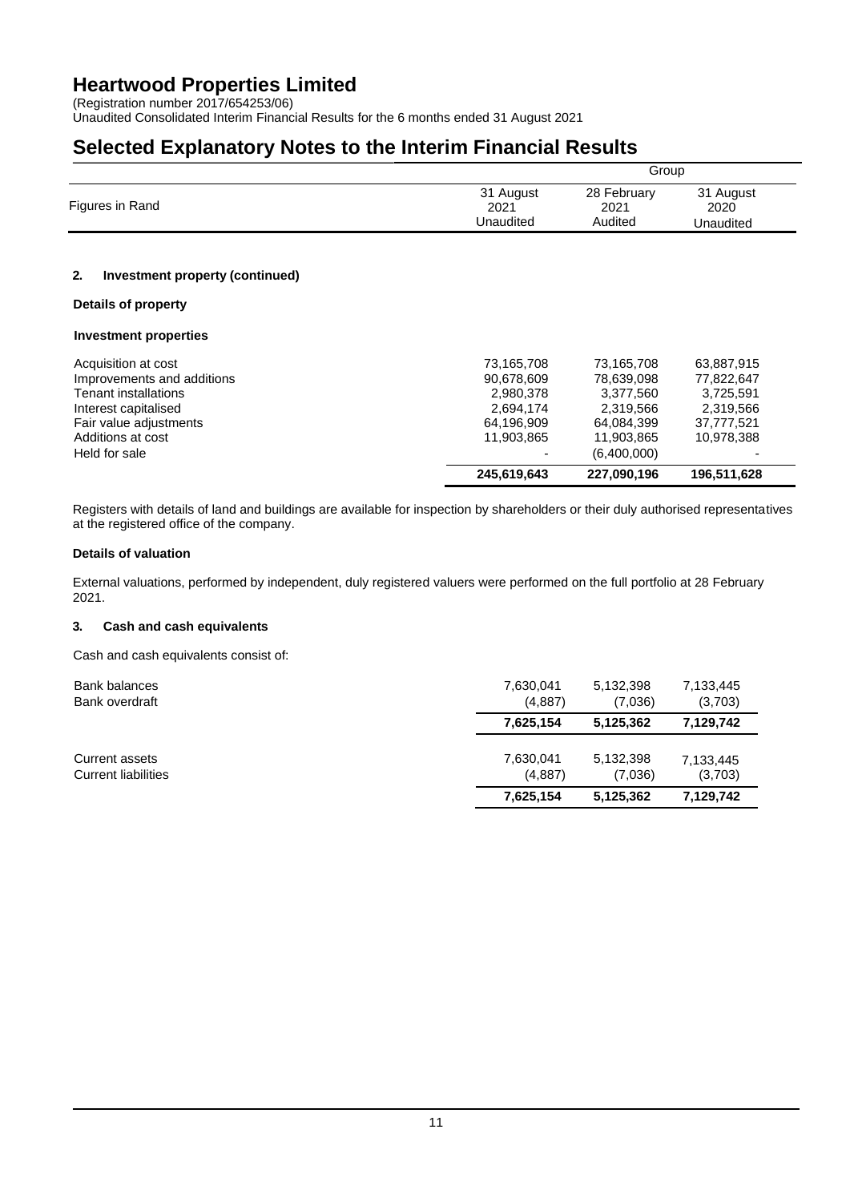# Heartwood Properties Limited

(Registration number 2017/654253/06)
Unaudited Consolidated Interim Financial Results for the 6 months ended 31 August 2021

# Selected Explanatory Notes to the Interim Financial Results

| | Group | | |
|---|---|---|---|
| Figures in Rand | 31 August 2021 Unaudited | 28 February 2021 Audited | 31 August 2020 Unaudited |

### 2. Investment property (continued)

**Details of property**

**Investment properties**

| | 31 August 2021 Unaudited | 28 February 2021 Audited | 31 August 2020 Unaudited |
|---|---|---|---|
| Acquisition at cost | 73,165,708 | 73,165,708 | 63,887,915 |
| Improvements and additions | 90,678,609 | 78,639,098 | 77,822,647 |
| Tenant installations | 2,980,378 | 3,377,560 | 3,725,591 |
| Interest capitalised | 2,694,174 | 2,319,566 | 2,319,566 |
| Fair value adjustments | 64,196,909 | 64,084,399 | 37,777,521 |
| Additions at cost | 11,903,865 | 11,903,865 | 10,978,388 |
| Held for sale | - | (6,400,000) | - |
| | **245,619,643** | **227,090,196** | **196,511,628** |

Registers with details of land and buildings are available for inspection by shareholders or their duly authorised representatives at the registered office of the company.

**Details of valuation**

External valuations, performed by independent, duly registered valuers were performed on the full portfolio at 28 February 2021.

### 3. Cash and cash equivalents

Cash and cash equivalents consist of:

| | 31 August 2021 Unaudited | 28 February 2021 Audited | 31 August 2020 Unaudited |
|---|---|---|---|
| Bank balances | 7,630,041 | 5,132,398 | 7,133,445 |
| Bank overdraft | (4,887) | (7,036) | (3,703) |
| | **7,625,154** | **5,125,362** | **7,129,742** |
| Current assets | 7,630,041 | 5,132,398 | 7,133,445 |
| Current liabilities | (4,887) | (7,036) | (3,703) |
| | **7,625,154** | **5,125,362** | **7,129,742** |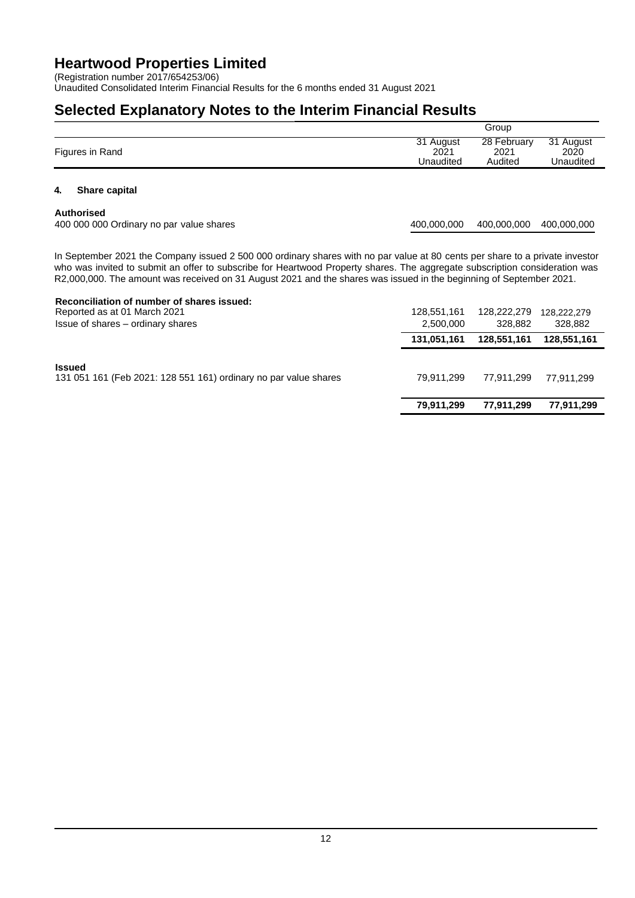# Heartwood Properties Limited

(Registration number 2017/654253/06)
Unaudited Consolidated Interim Financial Results for the 6 months ended 31 August 2021

## Selected Explanatory Notes to the Interim Financial Results

| | Group | | |
|---|---|---|---|
| Figures in Rand | 31 August 2021 Unaudited | 28 February 2021 Audited | 31 August 2020 Unaudited |

### 4. Share capital

| | | | |
|---|---|---|---|
| **Authorised** | | | |
| 400 000 000 Ordinary no par value shares | 400,000,000 | 400,000,000 | 400,000,000 |

In September 2021 the Company issued 2 500 000 ordinary shares with no par value at 80 cents per share to a private investor who was invited to submit an offer to subscribe for Heartwood Property shares. The aggregate subscription consideration was R2,000,000. The amount was received on 31 August 2021 and the shares was issued in the beginning of September 2021.

| | | | |
|---|---|---|---|
| **Reconciliation of number of shares issued:** | | | |
| Reported as at 01 March 2021 | 128,551,161 | 128,222,279 | 128,222,279 |
| Issue of shares – ordinary shares | 2,500,000 | 328,882 | 328,882 |
| | **131,051,161** | **128,551,161** | **128,551,161** |
| **Issued** | | | |
| 131 051 161 (Feb 2021: 128 551 161) ordinary no par value shares | 79,911,299 | 77,911,299 | 77,911,299 |
| | **79,911,299** | **77,911,299** | **77,911,299** |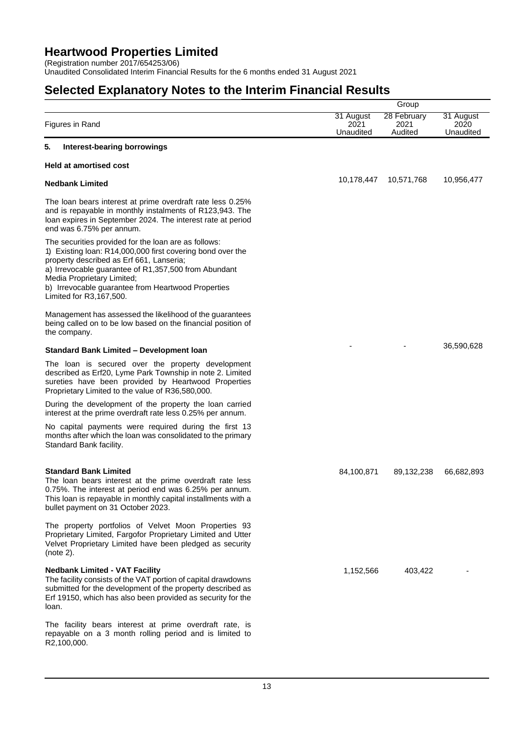# Heartwood Properties Limited

(Registration number 2017/654253/06)
Unaudited Consolidated Interim Financial Results for the 6 months ended 31 August 2021

## Selected Explanatory Notes to the Interim Financial Results

| | Group | | |
|---|---|---|---|
| Figures in Rand | 31 August 2021 Unaudited | 28 February 2021 Audited | 31 August 2020 Unaudited |
| **5. Interest-bearing borrowings** | | | |
| **Held at amortised cost** | | | |
| **Nedbank Limited** | 10,178,447 | 10,571,768 | 10,956,477 |
| The loan bears interest at prime overdraft rate less 0.25% and is repayable in monthly instalments of R123,943. The loan expires in September 2024. The interest rate at period end was 6.75% per annum. | | | |
| The securities provided for the loan are as follows:<br>1) Existing loan: R14,000,000 first covering bond over the property described as Erf 661, Lanseria;<br>a) Irrevocable guarantee of R1,357,500 from Abundant Media Proprietary Limited;<br>b) Irrevocable guarantee from Heartwood Properties Limited for R3,167,500. | | | |
| Management has assessed the likelihood of the guarantees being called on to be low based on the financial position of the company. | | | |
| **Standard Bank Limited – Development loan** | - | - | 36,590,628 |
| The loan is secured over the property development described as Erf20, Lyme Park Township in note 2. Limited sureties have been provided by Heartwood Properties Proprietary Limited to the value of R36,580,000. | | | |
| During the development of the property the loan carried interest at the prime overdraft rate less 0.25% per annum. | | | |
| No capital payments were required during the first 13 months after which the loan was consolidated to the primary Standard Bank facility. | | | |
| **Standard Bank Limited**<br>The loan bears interest at the prime overdraft rate less 0.75%. The interest at period end was 6.25% per annum. This loan is repayable in monthly capital installments with a bullet payment on 31 October 2023. | 84,100,871 | 89,132,238 | 66,682,893 |
| The property portfolios of Velvet Moon Properties 93 Proprietary Limited, Fargofor Proprietary Limited and Utter Velvet Proprietary Limited have been pledged as security (note 2). | | | |
| **Nedbank Limited - VAT Facility**<br>The facility consists of the VAT portion of capital drawdowns submitted for the development of the property described as Erf 19150, which has also been provided as security for the loan. | 1,152,566 | 403,422 | - |
| The facility bears interest at prime overdraft rate, is repayable on a 3 month rolling period and is limited to R2,100,000. | | | |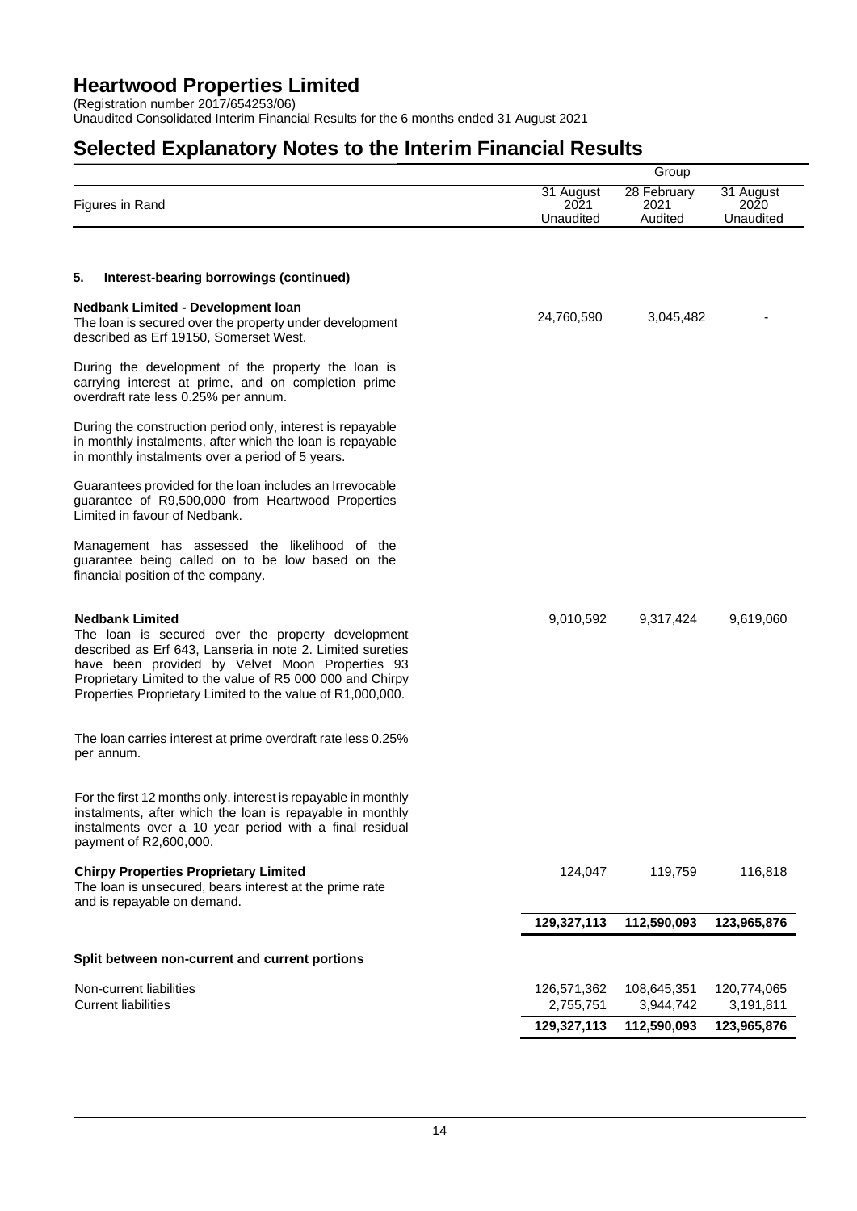# Heartwood Properties Limited

(Registration number 2017/654253/06)
Unaudited Consolidated Interim Financial Results for the 6 months ended 31 August 2021

## Selected Explanatory Notes to the Interim Financial Results

| Figures in Rand | Group 31 August 2021 Unaudited | 28 February 2021 Audited | 31 August 2020 Unaudited |
|---|---|---|---|
| **5. Interest-bearing borrowings (continued)** | | | |
| **Nedbank Limited - Development loan**<br>The loan is secured over the property under development described as Erf 19150, Somerset West. | 24,760,590 | 3,045,482 | - |
| During the development of the property the loan is carrying interest at prime, and on completion prime overdraft rate less 0.25% per annum. | | | |
| During the construction period only, interest is repayable in monthly instalments, after which the loan is repayable in monthly instalments over a period of 5 years. | | | |
| Guarantees provided for the loan includes an Irrevocable guarantee of R9,500,000 from Heartwood Properties Limited in favour of Nedbank. | | | |
| Management has assessed the likelihood of the guarantee being called on to be low based on the financial position of the company. | | | |
| **Nedbank Limited**<br>The loan is secured over the property development described as Erf 643, Lanseria in note 2. Limited sureties have been provided by Velvet Moon Properties 93 Proprietary Limited to the value of R5 000 000 and Chirpy Properties Proprietary Limited to the value of R1,000,000. | 9,010,592 | 9,317,424 | 9,619,060 |
| The loan carries interest at prime overdraft rate less 0.25% per annum. | | | |
| For the first 12 months only, interest is repayable in monthly instalments, after which the loan is repayable in monthly instalments over a 10 year period with a final residual payment of R2,600,000. | | | |
| **Chirpy Properties Proprietary Limited**<br>The loan is unsecured, bears interest at the prime rate and is repayable on demand. | 124,047 | 119,759 | 116,818 |
| | **129,327,113** | **112,590,093** | **123,965,876** |
| **Split between non-current and current portions** | | | |
| Non-current liabilities | 126,571,362 | 108,645,351 | 120,774,065 |
| Current liabilities | 2,755,751 | 3,944,742 | 3,191,811 |
| | **129,327,113** | **112,590,093** | **123,965,876** |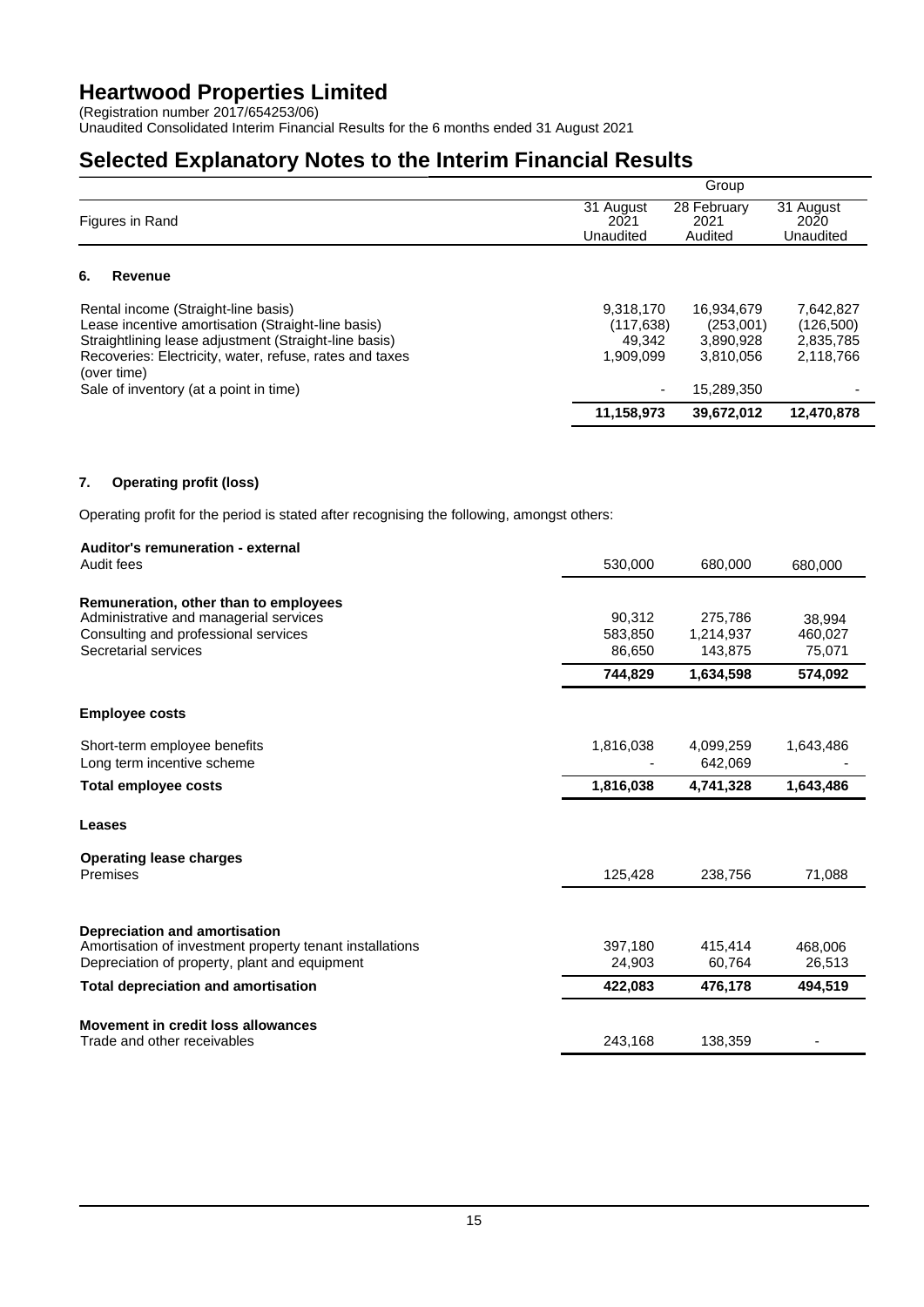# Heartwood Properties Limited

(Registration number 2017/654253/06)
Unaudited Consolidated Interim Financial Results for the 6 months ended 31 August 2021

## Selected Explanatory Notes to the Interim Financial Results

| Figures in Rand | Group | | |
|---|---|---|---|
| | 31 August 2021 Unaudited | 28 February 2021 Audited | 31 August 2020 Unaudited |
| **6. Revenue** | | | |
| Rental income (Straight-line basis) | 9,318,170 | 16,934,679 | 7,642,827 |
| Lease incentive amortisation (Straight-line basis) | (117,638) | (253,001) | (126,500) |
| Straightlining lease adjustment (Straight-line basis) | 49,342 | 3,890,928 | 2,835,785 |
| Recoveries: Electricity, water, refuse, rates and taxes (over time) | 1,909,099 | 3,810,056 | 2,118,766 |
| Sale of inventory (at a point in time) | - | 15,289,350 | - |
| | **11,158,973** | **39,672,012** | **12,470,878** |

### 7. Operating profit (loss)

Operating profit for the period is stated after recognising the following, amongst others:

| | 31 August 2021 Unaudited | 28 February 2021 Audited | 31 August 2020 Unaudited |
|---|---|---|---|
| **Auditor's remuneration - external** | | | |
| Audit fees | 530,000 | 680,000 | 680,000 |
| **Remuneration, other than to employees** | | | |
| Administrative and managerial services | 90,312 | 275,786 | 38,994 |
| Consulting and professional services | 583,850 | 1,214,937 | 460,027 |
| Secretarial services | 86,650 | 143,875 | 75,071 |
| | **744,829** | **1,634,598** | **574,092** |
| **Employee costs** | | | |
| Short-term employee benefits | 1,816,038 | 4,099,259 | 1,643,486 |
| Long term incentive scheme | - | 642,069 | - |
| **Total employee costs** | **1,816,038** | **4,741,328** | **1,643,486** |
| **Leases** | | | |
| **Operating lease charges** | | | |
| Premises | 125,428 | 238,756 | 71,088 |
| **Depreciation and amortisation** | | | |
| Amortisation of investment property tenant installations | 397,180 | 415,414 | 468,006 |
| Depreciation of property, plant and equipment | 24,903 | 60,764 | 26,513 |
| **Total depreciation and amortisation** | **422,083** | **476,178** | **494,519** |
| **Movement in credit loss allowances** | | | |
| Trade and other receivables | 243,168 | 138,359 | - |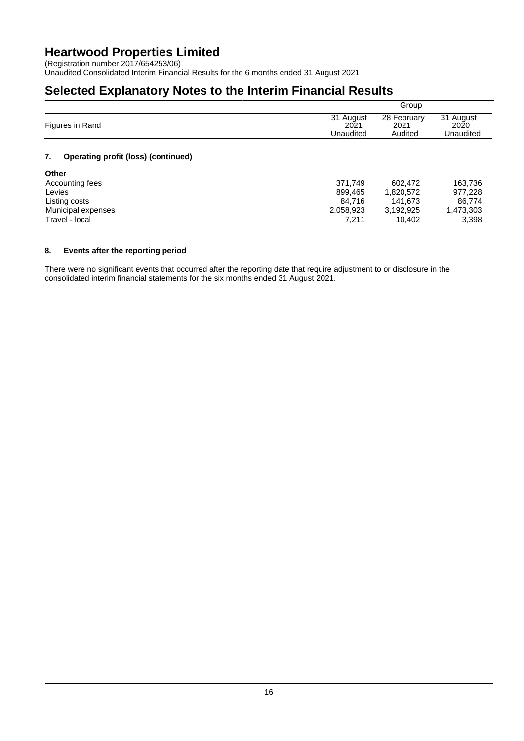# Heartwood Properties Limited

(Registration number 2017/654253/06)
Unaudited Consolidated Interim Financial Results for the 6 months ended 31 August 2021

# Selected Explanatory Notes to the Interim Financial Results

| | Group | | |
|---|---|---|---|
| Figures in Rand | 31 August 2021 Unaudited | 28 February 2021 Audited | 31 August 2020 Unaudited |
| **7. Operating profit (loss) (continued)** | | | |
| **Other** | | | |
| Accounting fees | 371,749 | 602,472 | 163,736 |
| Levies | 899,465 | 1,820,572 | 977,228 |
| Listing costs | 84,716 | 141,673 | 86,774 |
| Municipal expenses | 2,058,923 | 3,192,925 | 1,473,303 |
| Travel - local | 7,211 | 10,402 | 3,398 |

### 8. Events after the reporting period

There were no significant events that occurred after the reporting date that require adjustment to or disclosure in the consolidated interim financial statements for the six months ended 31 August 2021.